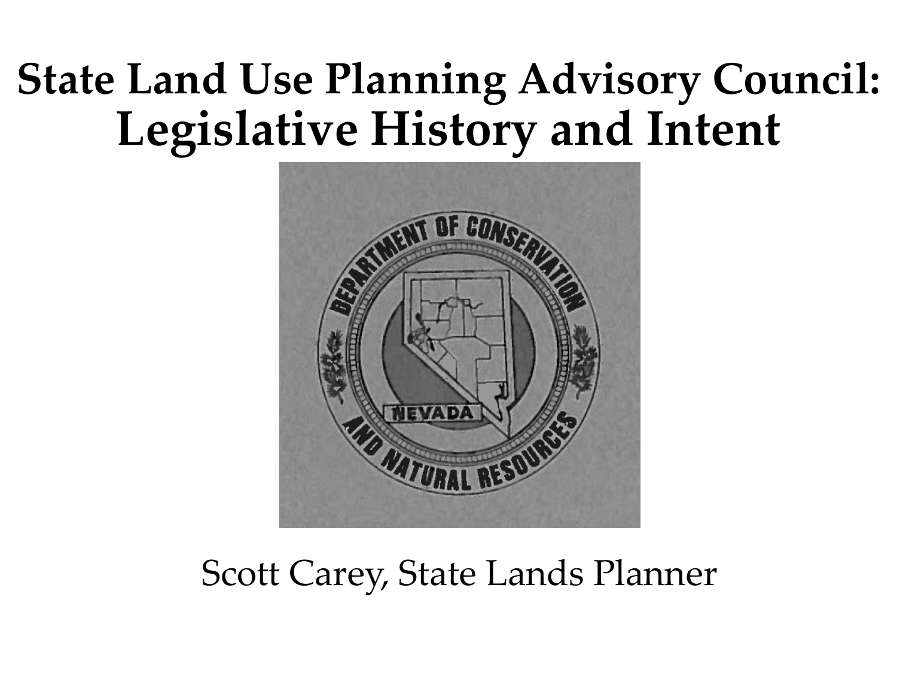# State Land Use Planning Advisory Council: Legislative History and Intent

Scott Carey, State Lands Planner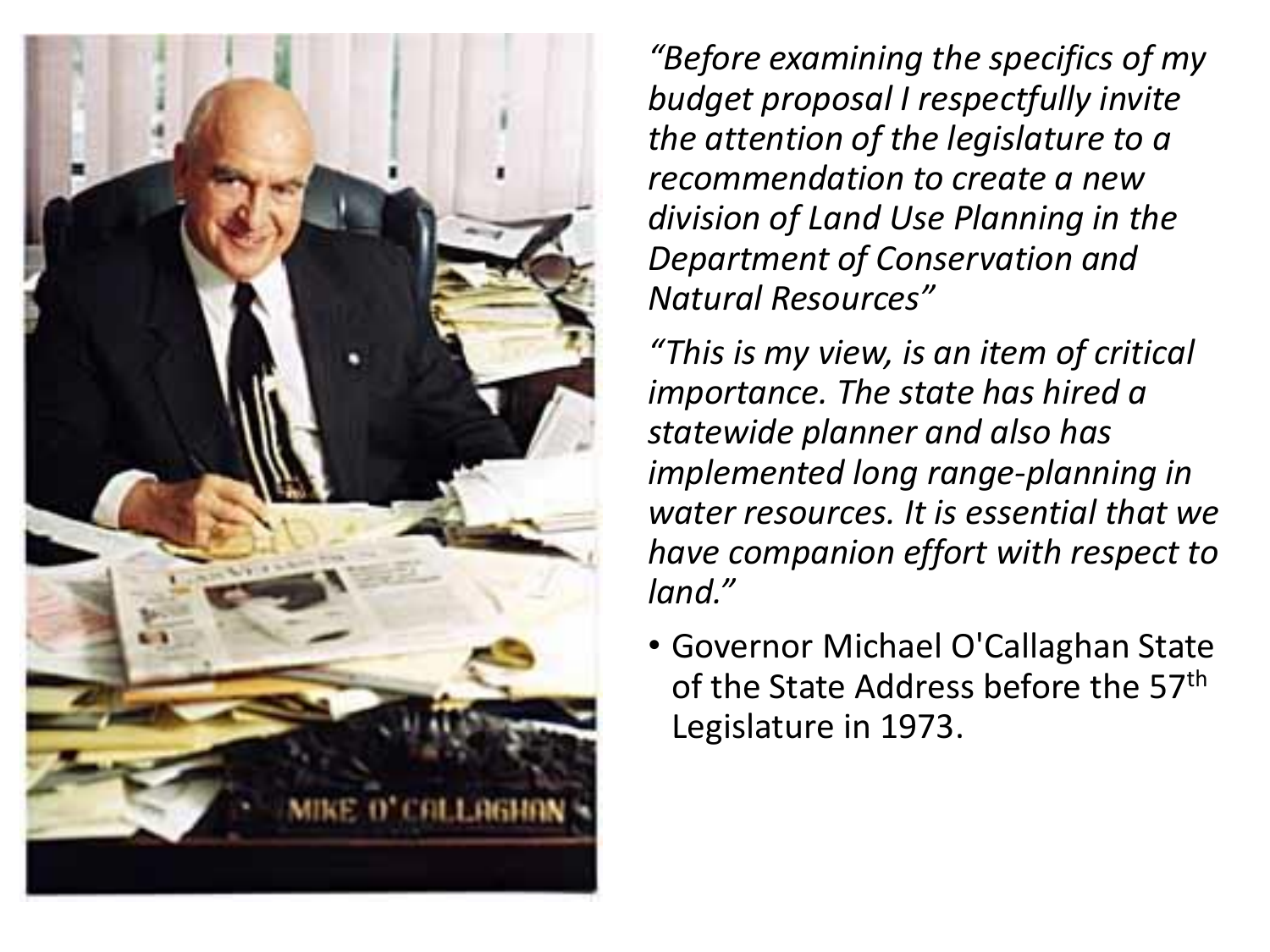*"Before examining the specifics of my budget proposal I respectfully invite the attention of the legislature to a recommendation to create a new division of Land Use Planning in the Department of Conservation and Natural Resources"*

*"This is my view, is an item of critical importance. The state has hired a statewide planner and also has implemented long range-planning in water resources. It is essential that we have companion effort with respect to land."*

- Governor Michael O'Callaghan State of the State Address before the 57th Legislature in 1973.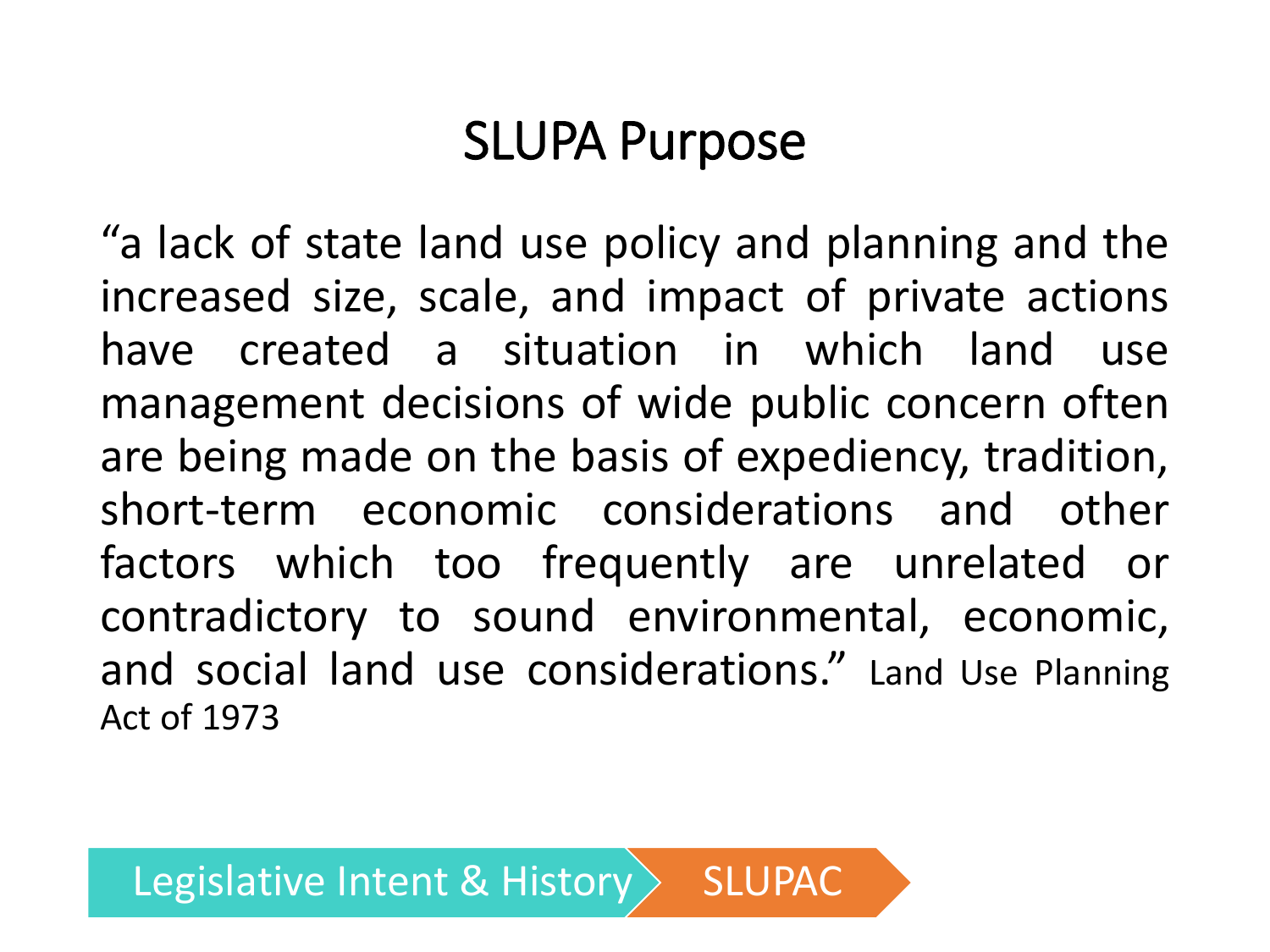# SLUPA Purpose

"a lack of state land use policy and planning and the increased size, scale, and impact of private actions have created a situation in which land use management decisions of wide public concern often are being made on the basis of expediency, tradition, short-term economic considerations and other factors which too frequently are unrelated or contradictory to sound environmental, economic, and social land use considerations." Land Use Planning Act of 1973

Legislative Intent & History → SLUPAC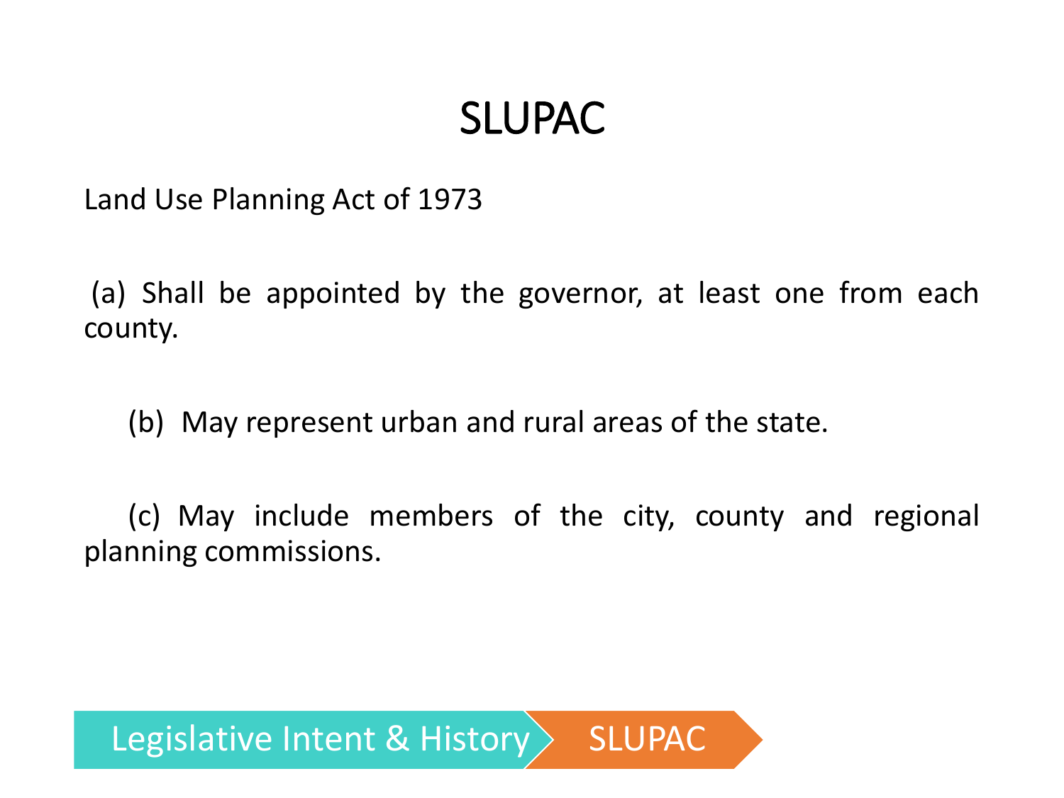# SLUPAC

Land Use Planning Act of 1973

(a) Shall be appointed by the governor, at least one from each county.

(b) May represent urban and rural areas of the state.

(c) May include members of the city, county and regional planning commissions.

Legislative Intent & History > SLUPAC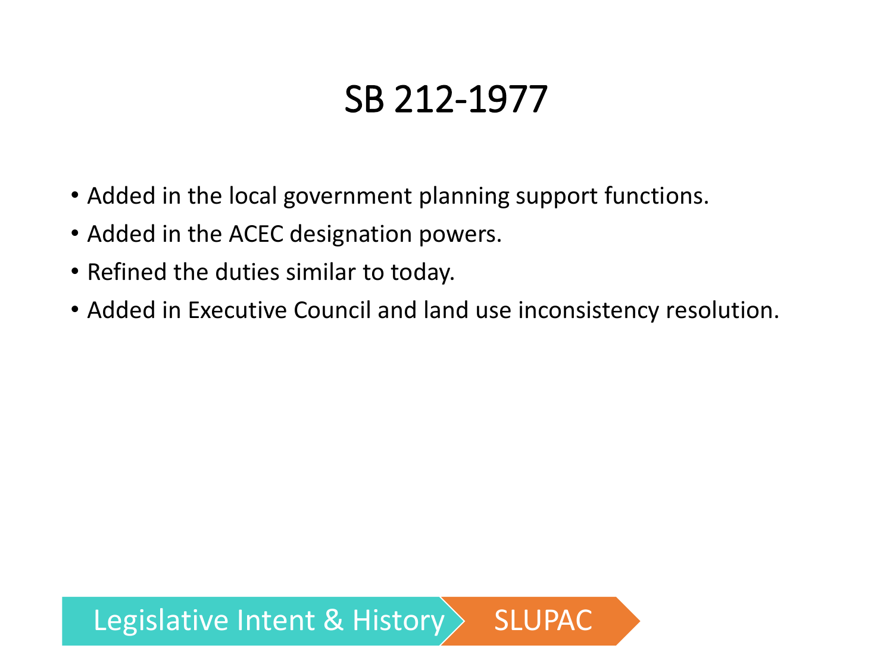# SB 212-1977

- Added in the local government planning support functions.
- Added in the ACEC designation powers.
- Refined the duties similar to today.
- Added in Executive Council and land use inconsistency resolution.

Legislative Intent & History > SLUPAC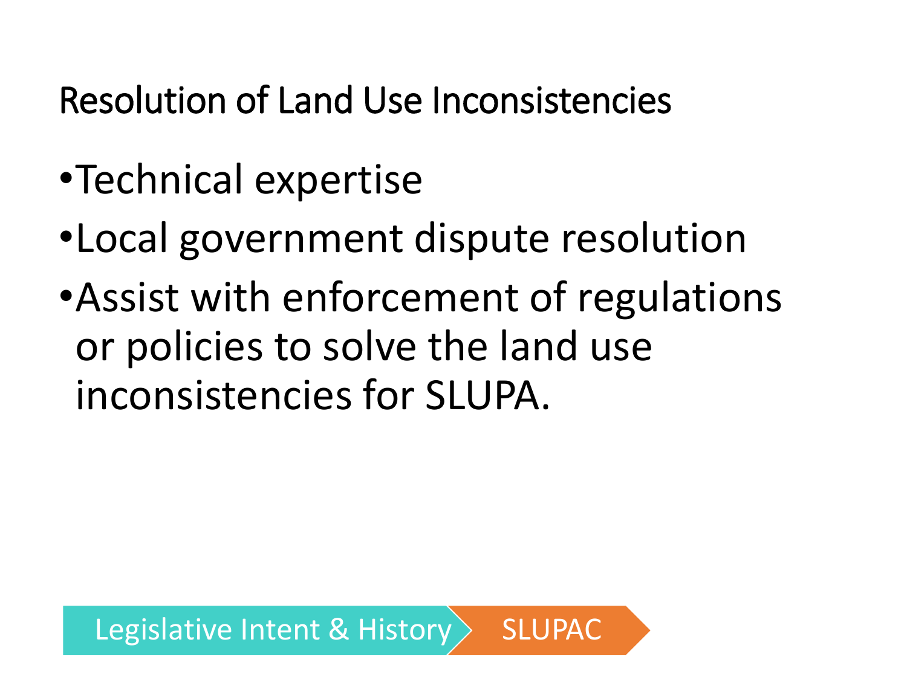## Resolution of Land Use Inconsistencies

- Technical expertise
- Local government dispute resolution
- Assist with enforcement of regulations or policies to solve the land use inconsistencies for SLUPA.

Legislative Intent & History > SLUPAC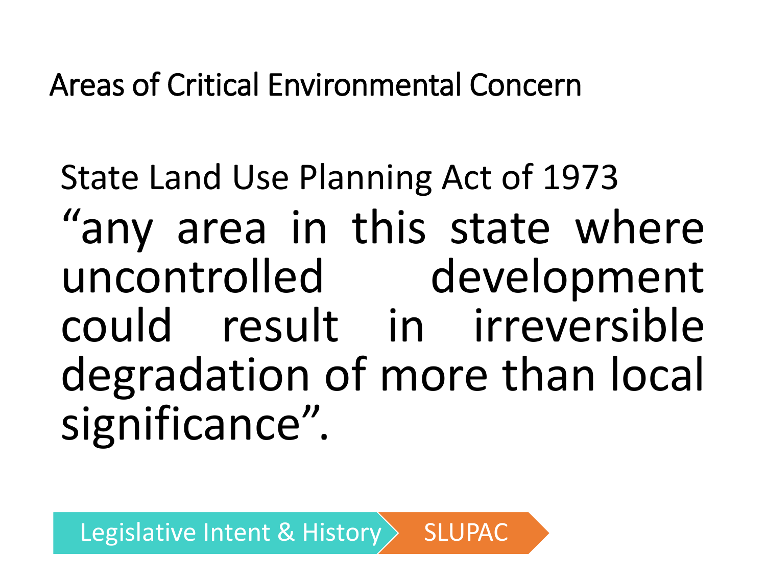# Areas of Critical Environmental Concern

State Land Use Planning Act of 1973

"any area in this state where uncontrolled development could result in irreversible degradation of more than local significance".

Legislative Intent & History | SLUPAC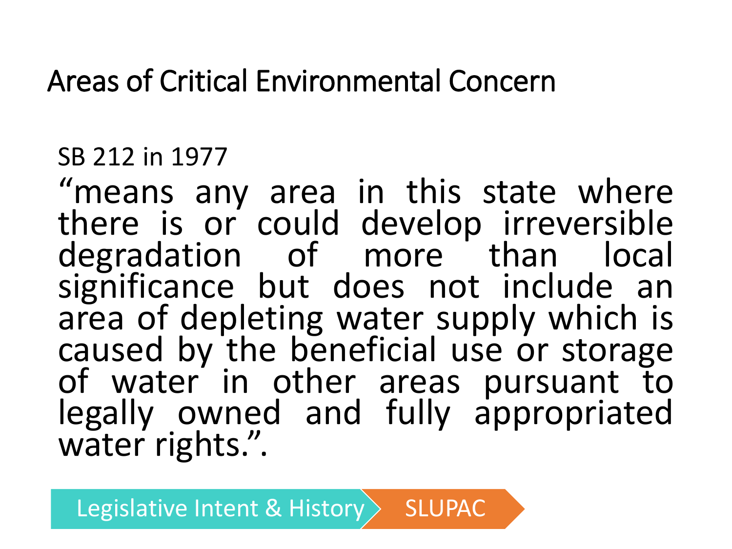# Areas of Critical Environmental Concern

SB 212 in 1977

"means any area in this state where there is or could develop irreversible degradation of more than local significance but does not include an area of depleting water supply which is caused by the beneficial use or storage of water in other areas pursuant to legally owned and fully appropriated water rights.".

Legislative Intent & History | SLUPAC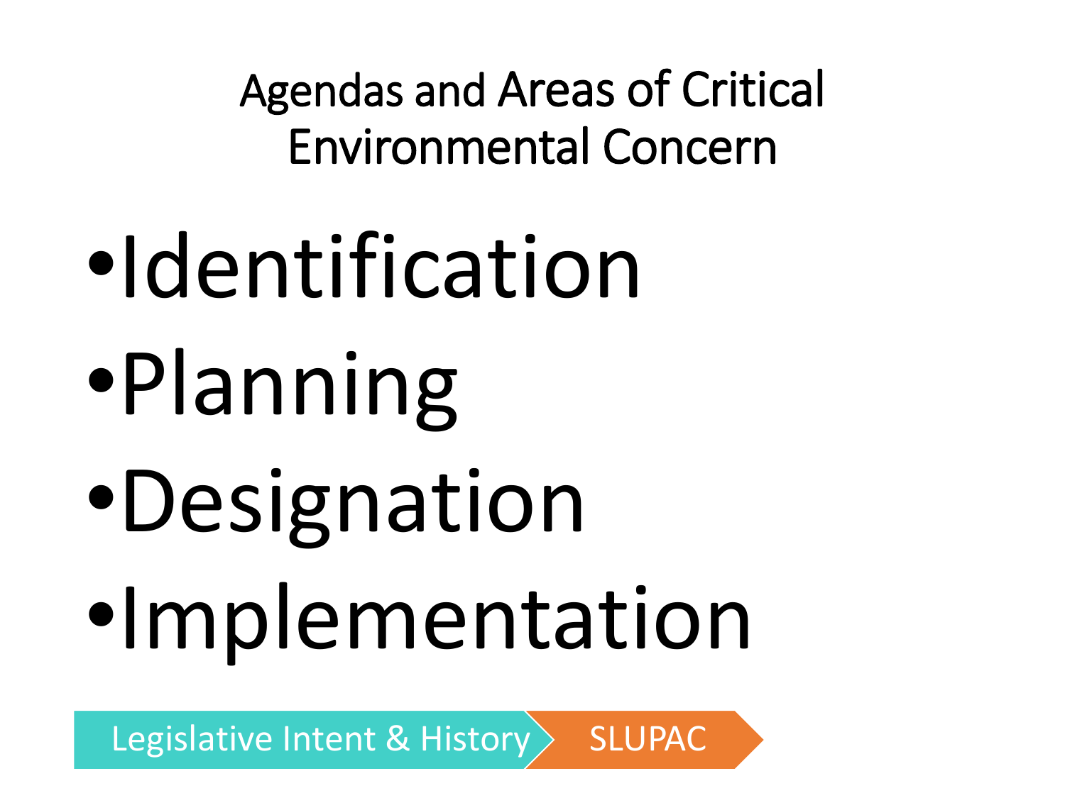# Agendas and Areas of Critical Environmental Concern

- Identification
- Planning
- Designation
- Implementation

Legislative Intent & History → SLUPAC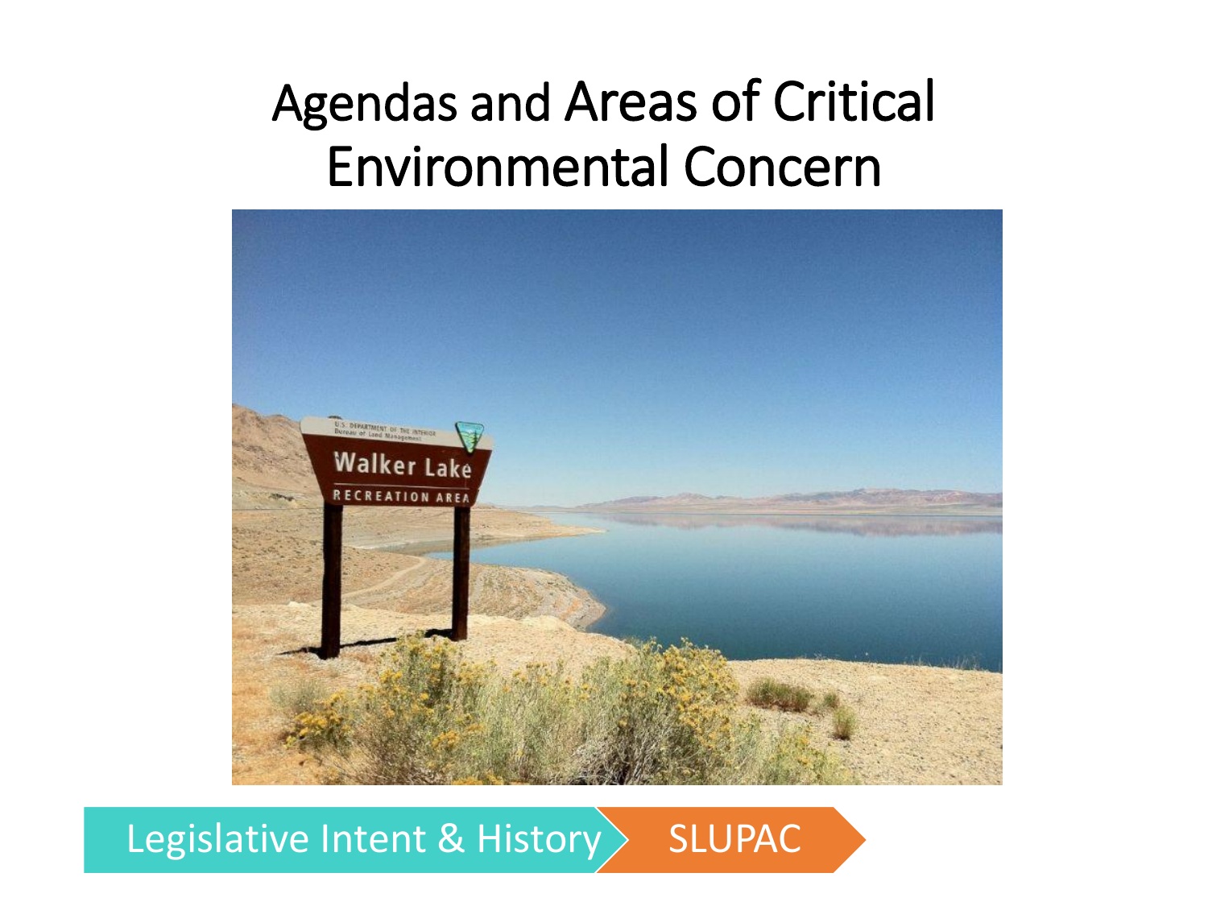# Agendas and Areas of Critical Environmental Concern

Legislative Intent & History

SLUPAC